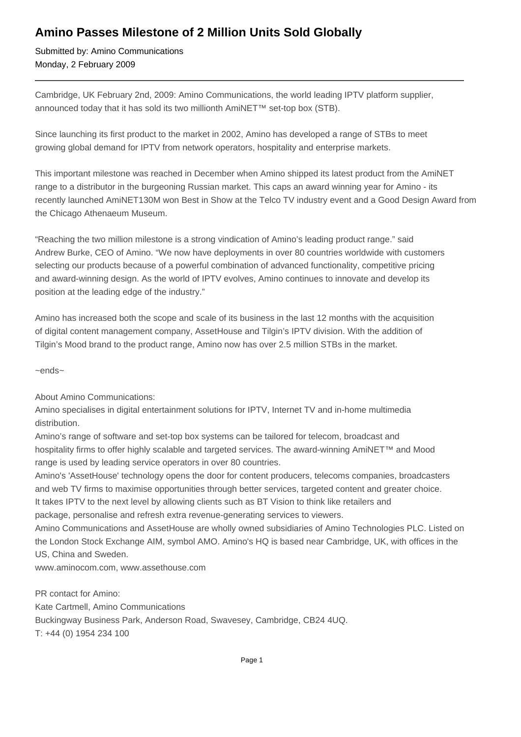# Amino Passes Milestone of 2 Million Units Sold Globally

Submitted by: Amino Communications
Monday, 2 February 2009

---

Cambridge, UK February 2nd, 2009: Amino Communications, the world leading IPTV platform supplier, announced today that it has sold its two millionth AmiNET™ set-top box (STB).

Since launching its first product to the market in 2002, Amino has developed a range of STBs to meet growing global demand for IPTV from network operators, hospitality and enterprise markets.

This important milestone was reached in December when Amino shipped its latest product from the AmiNET range to a distributor in the burgeoning Russian market. This caps an award winning year for Amino - its recently launched AmiNET130M won Best in Show at the Telco TV industry event and a Good Design Award from the Chicago Athenaeum Museum.

"Reaching the two million milestone is a strong vindication of Amino's leading product range." said Andrew Burke, CEO of Amino. "We now have deployments in over 80 countries worldwide with customers selecting our products because of a powerful combination of advanced functionality, competitive pricing and award-winning design. As the world of IPTV evolves, Amino continues to innovate and develop its position at the leading edge of the industry."

Amino has increased both the scope and scale of its business in the last 12 months with the acquisition of digital content management company, AssetHouse and Tilgin's IPTV division. With the addition of Tilgin's Mood brand to the product range, Amino now has over 2.5 million STBs in the market.

~ends~

About Amino Communications:
Amino specialises in digital entertainment solutions for IPTV, Internet TV and in-home multimedia distribution.
Amino's range of software and set-top box systems can be tailored for telecom, broadcast and hospitality firms to offer highly scalable and targeted services. The award-winning AmiNET™ and Mood range is used by leading service operators in over 80 countries.
Amino's 'AssetHouse' technology opens the door for content producers, telecoms companies, broadcasters and web TV firms to maximise opportunities through better services, targeted content and greater choice. It takes IPTV to the next level by allowing clients such as BT Vision to think like retailers and package, personalise and refresh extra revenue-generating services to viewers.
Amino Communications and AssetHouse are wholly owned subsidiaries of Amino Technologies PLC. Listed on the London Stock Exchange AIM, symbol AMO. Amino's HQ is based near Cambridge, UK, with offices in the US, China and Sweden.
www.aminocom.com, www.assethouse.com

PR contact for Amino:
Kate Cartmell, Amino Communications
Buckingway Business Park, Anderson Road, Swavesey, Cambridge, CB24 4UQ.
T: +44 (0) 1954 234 100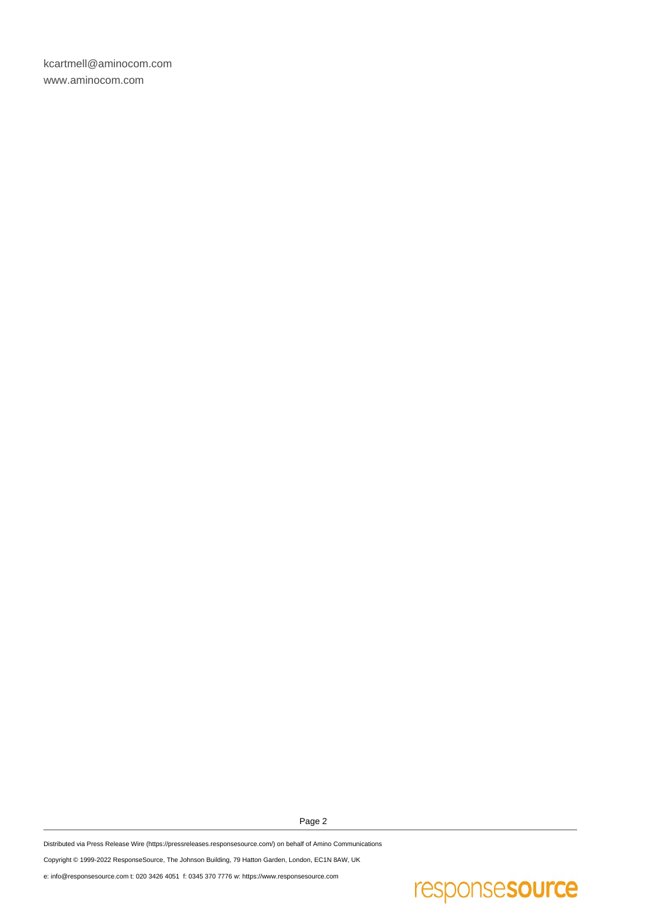kcartmell@aminocom.com
www.aminocom.com